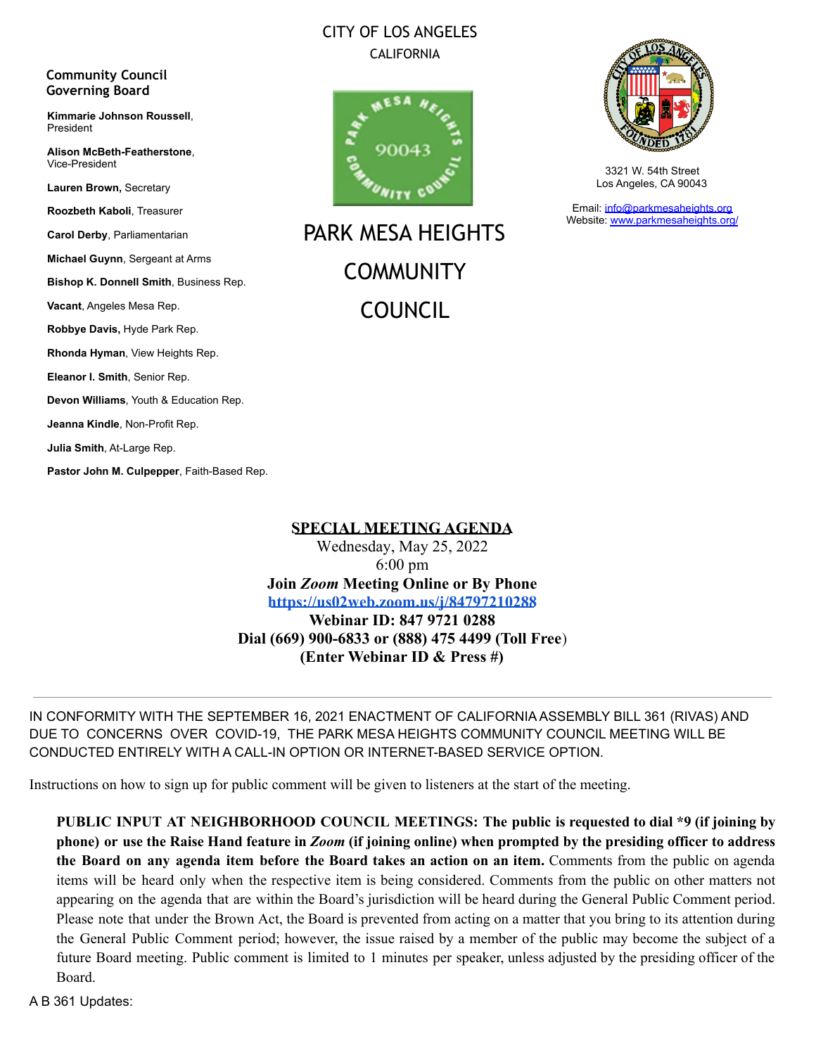CITY OF LOS ANGELES

CALIFORNIA

**Community Council Governing Board**

**Kimmarie Johnson Roussell**, President

**Alison McBeth-Featherstone**, Vice-President

**Lauren Brown,** Secretary

**Roozbeth Kaboli**, Treasurer

**Carol Derby**, Parliamentarian

**Michael Guynn**, Sergeant at Arms

**Bishop K. Donnell Smith**, Business Rep.

**Vacant**, Angeles Mesa Rep.

**Robbye Davis,** Hyde Park Rep.

**Rhonda Hyman**, View Heights Rep.

**Eleanor I. Smith**, Senior Rep.

**Devon Williams**, Youth & Education Rep.

**Jeanna Kindle**, Non-Profit Rep.

**Julia Smith**, At-Large Rep.

**Pastor John M. Culpepper**, Faith-Based Rep.

PARK MESA HEIGHTS 90043 COMMUNITY COUNCIL

# PARK MESA HEIGHTS COMMUNITY COUNCIL

3321 W. 54th Street
Los Angeles, CA 90043

Email: info@parkmesaheights.org
Website: www.parkmesaheights.org/

## SPECIAL MEETING AGENDA

Wednesday, May 25, 2022
6:00 pm
**Join *Zoom* Meeting Online or By Phone**
**https://us02web.zoom.us/j/84797210288**
**Webinar ID: 847 9721 0288**
**Dial (669) 900-6833 or (888) 475 4499 (Toll Free)**
**(Enter Webinar ID & Press #)**

---

IN CONFORMITY WITH THE SEPTEMBER 16, 2021 ENACTMENT OF CALIFORNIA ASSEMBLY BILL 361 (RIVAS) AND DUE TO CONCERNS OVER COVID-19, THE PARK MESA HEIGHTS COMMUNITY COUNCIL MEETING WILL BE CONDUCTED ENTIRELY WITH A CALL-IN OPTION OR INTERNET-BASED SERVICE OPTION.

Instructions on how to sign up for public comment will be given to listeners at the start of the meeting.

**PUBLIC INPUT AT NEIGHBORHOOD COUNCIL MEETINGS: The public is requested to dial *9 (if joining by phone) or use the Raise Hand feature in *Zoom* (if joining online) when prompted by the presiding officer to address the Board on any agenda item before the Board takes an action on an item.** Comments from the public on agenda items will be heard only when the respective item is being considered. Comments from the public on other matters not appearing on the agenda that are within the Board's jurisdiction will be heard during the General Public Comment period. Please note that under the Brown Act, the Board is prevented from acting on a matter that you bring to its attention during the General Public Comment period; however, the issue raised by a member of the public may become the subject of a future Board meeting. Public comment is limited to 1 minutes per speaker, unless adjusted by the presiding officer of the Board.

A B 361 Updates: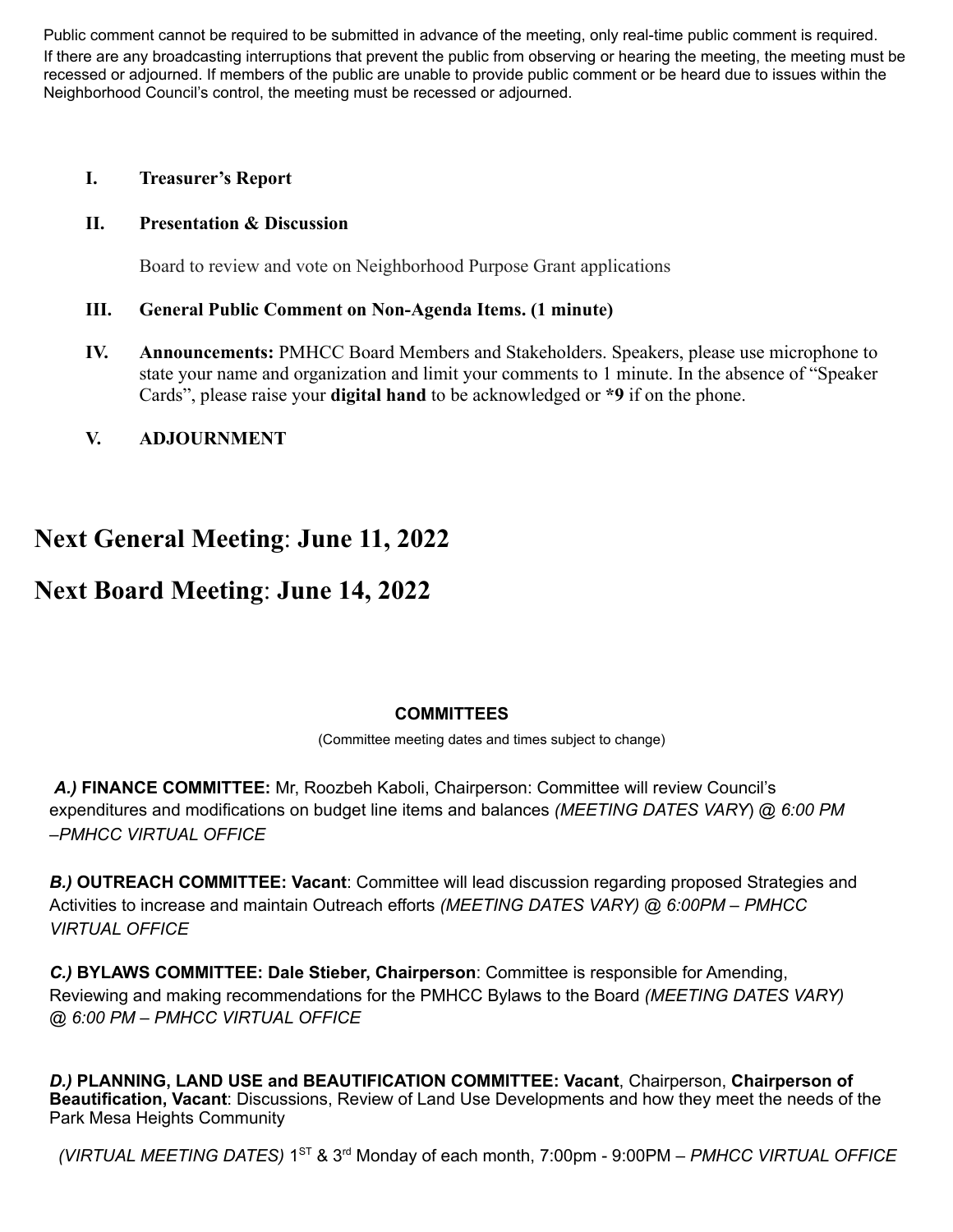Public comment cannot be required to be submitted in advance of the meeting, only real-time public comment is required. If there are any broadcasting interruptions that prevent the public from observing or hearing the meeting, the meeting must be recessed or adjourned. If members of the public are unable to provide public comment or be heard due to issues within the Neighborhood Council's control, the meeting must be recessed or adjourned.

**I. Treasurer's Report**

**II. Presentation & Discussion**

Board to review and vote on Neighborhood Purpose Grant applications

**III. General Public Comment on Non-Agenda Items. (1 minute)**

**IV. Announcements:** PMHCC Board Members and Stakeholders. Speakers, please use microphone to state your name and organization and limit your comments to 1 minute. In the absence of "Speaker Cards", please raise your **digital hand** to be acknowledged or ***9** if on the phone.

**V. ADJOURNMENT**

# Next General Meeting: June 11, 2022

# Next Board Meeting: June 14, 2022

**COMMITTEES**

(Committee meeting dates and times subject to change)

***A.)*** **FINANCE COMMITTEE:** Mr, Roozbeh Kaboli, Chairperson: Committee will review Council's expenditures and modifications on budget line items and balances *(MEETING DATES VARY*) *@ 6:00 PM –PMHCC VIRTUAL OFFICE*

***B.)*** **OUTREACH COMMITTEE: Vacant**: Committee will lead discussion regarding proposed Strategies and Activities to increase and maintain Outreach efforts *(MEETING DATES VARY) @ 6:00PM – PMHCC VIRTUAL OFFICE*

***C.)*** **BYLAWS COMMITTEE: Dale Stieber, Chairperson**: Committee is responsible for Amending, Reviewing and making recommendations for the PMHCC Bylaws to the Board *(MEETING DATES VARY) @ 6:00 PM – PMHCC VIRTUAL OFFICE*

***D.)*** **PLANNING, LAND USE and BEAUTIFICATION COMMITTEE: Vacant**, Chairperson, **Chairperson of Beautification, Vacant**: Discussions, Review of Land Use Developments and how they meet the needs of the Park Mesa Heights Community

*(VIRTUAL MEETING DATES)* 1ST & 3rd Monday of each month, 7:00pm - 9:00PM – *PMHCC VIRTUAL OFFICE*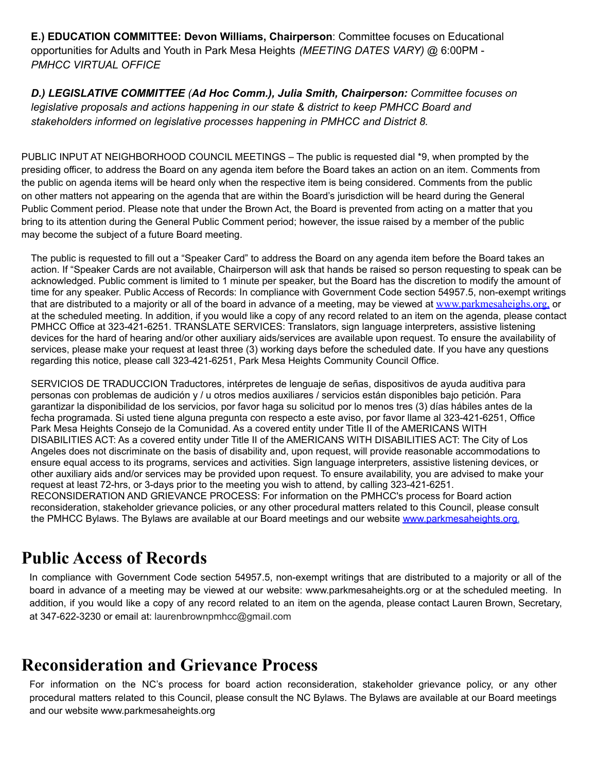**E.) EDUCATION COMMITTEE: Devon Williams, Chairperson**: Committee focuses on Educational opportunities for Adults and Youth in Park Mesa Heights *(MEETING DATES VARY)* @ 6:00PM - *PMHCC VIRTUAL OFFICE*

***D.) LEGISLATIVE COMMITTEE** (**Ad Hoc Comm.), Julia Smith, Chairperson:** Committee focuses on legislative proposals and actions happening in our state & district to keep PMHCC Board and stakeholders informed on legislative processes happening in PMHCC and District 8.*

PUBLIC INPUT AT NEIGHBORHOOD COUNCIL MEETINGS – The public is requested dial *9, when prompted by the presiding officer, to address the Board on any agenda item before the Board takes an action on an item. Comments from the public on agenda items will be heard only when the respective item is being considered. Comments from the public on other matters not appearing on the agenda that are within the Board's jurisdiction will be heard during the General Public Comment period. Please note that under the Brown Act, the Board is prevented from acting on a matter that you bring to its attention during the General Public Comment period; however, the issue raised by a member of the public may become the subject of a future Board meeting.

The public is requested to fill out a "Speaker Card" to address the Board on any agenda item before the Board takes an action. If "Speaker Cards are not available, Chairperson will ask that hands be raised so person requesting to speak can be acknowledged. Public comment is limited to 1 minute per speaker, but the Board has the discretion to modify the amount of time for any speaker. Public Access of Records: In compliance with Government Code section 54957.5, non-exempt writings that are distributed to a majority or all of the board in advance of a meeting, may be viewed at www.parkmesaheighs.org, or at the scheduled meeting. In addition, if you would like a copy of any record related to an item on the agenda, please contact PMHCC Office at 323-421-6251. TRANSLATE SERVICES: Translators, sign language interpreters, assistive listening devices for the hard of hearing and/or other auxiliary aids/services are available upon request. To ensure the availability of services, please make your request at least three (3) working days before the scheduled date. If you have any questions regarding this notice, please call 323-421-6251, Park Mesa Heights Community Council Office.

SERVICIOS DE TRADUCCION Traductores, intérpretes de lenguaje de señas, dispositivos de ayuda auditiva para personas con problemas de audición y / u otros medios auxiliares / servicios están disponibles bajo petición. Para garantizar la disponibilidad de los servicios, por favor haga su solicitud por lo menos tres (3) días hábiles antes de la fecha programada. Si usted tiene alguna pregunta con respecto a este aviso, por favor llame al 323-421-6251, Office Park Mesa Heights Consejo de la Comunidad. As a covered entity under Title II of the AMERICANS WITH DISABILITIES ACT: As a covered entity under Title II of the AMERICANS WITH DISABILITIES ACT: The City of Los Angeles does not discriminate on the basis of disability and, upon request, will provide reasonable accommodations to ensure equal access to its programs, services and activities. Sign language interpreters, assistive listening devices, or other auxiliary aids and/or services may be provided upon request. To ensure availability, you are advised to make your request at least 72-hrs, or 3-days prior to the meeting you wish to attend, by calling 323-421-6251. RECONSIDERATION AND GRIEVANCE PROCESS: For information on the PMHCC's process for Board action reconsideration, stakeholder grievance policies, or any other procedural matters related to this Council, please consult the PMHCC Bylaws. The Bylaws are available at our Board meetings and our website www.parkmesaheights.org.

# Public Access of Records

In compliance with Government Code section 54957.5, non-exempt writings that are distributed to a majority or all of the board in advance of a meeting may be viewed at our website: www.parkmesaheights.org or at the scheduled meeting. In addition, if you would like a copy of any record related to an item on the agenda, please contact Lauren Brown, Secretary, at 347-622-3230 or email at: laurenbrownpmhcc@gmail.com

# Reconsideration and Grievance Process

For information on the NC's process for board action reconsideration, stakeholder grievance policy, or any other procedural matters related to this Council, please consult the NC Bylaws. The Bylaws are available at our Board meetings and our website www.parkmesaheights.org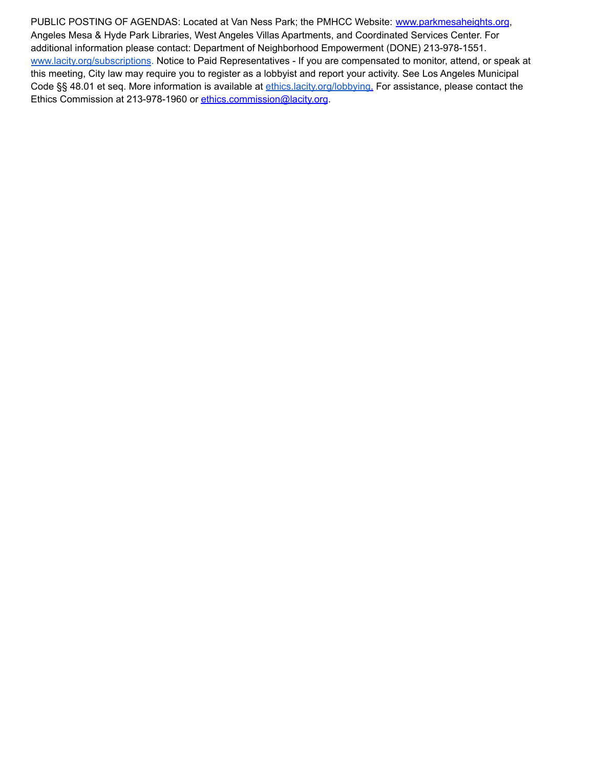PUBLIC POSTING OF AGENDAS: Located at Van Ness Park; the PMHCC Website: www.parkmesaheights.org, Angeles Mesa & Hyde Park Libraries, West Angeles Villas Apartments, and Coordinated Services Center. For additional information please contact: Department of Neighborhood Empowerment (DONE) 213-978-1551. www.lacity.org/subscriptions. Notice to Paid Representatives - If you are compensated to monitor, attend, or speak at this meeting, City law may require you to register as a lobbyist and report your activity. See Los Angeles Municipal Code §§ 48.01 et seq. More information is available at ethics.lacity.org/lobbying. For assistance, please contact the Ethics Commission at 213-978-1960 or ethics.commission@lacity.org.